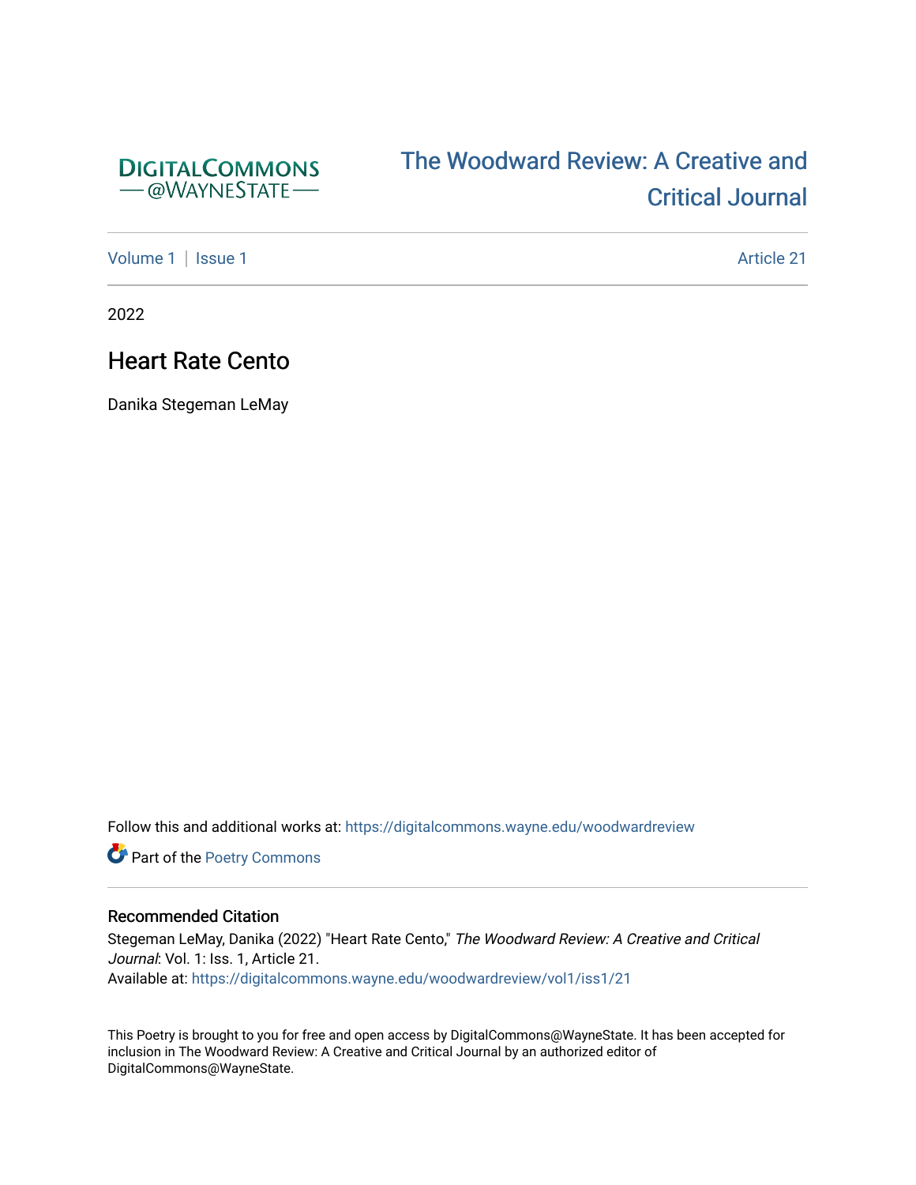DIGITALCOMMONS
— @WAYNESTATE —

# The Woodward Review: A Creative and Critical Journal

Volume 1 | Issue 1 — Article 21

2022

## Heart Rate Cento

Danika Stegeman LeMay

Follow this and additional works at: https://digitalcommons.wayne.edu/woodwardreview

Part of the Poetry Commons

### Recommended Citation

Stegeman LeMay, Danika (2022) "Heart Rate Cento," *The Woodward Review: A Creative and Critical Journal*: Vol. 1: Iss. 1, Article 21.
Available at: https://digitalcommons.wayne.edu/woodwardreview/vol1/iss1/21

This Poetry is brought to you for free and open access by DigitalCommons@WayneState. It has been accepted for inclusion in The Woodward Review: A Creative and Critical Journal by an authorized editor of DigitalCommons@WayneState.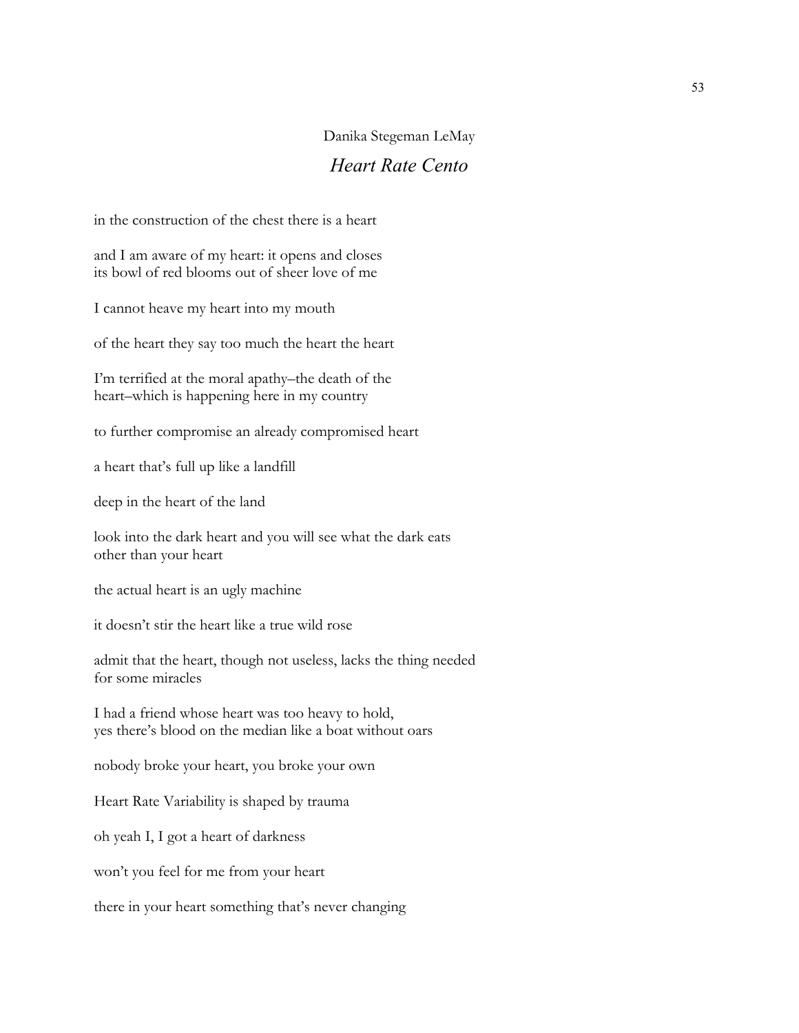Danika Stegeman LeMay

## *Heart Rate Cento*

in the construction of the chest there is a heart

and I am aware of my heart: it opens and closes  
its bowl of red blooms out of sheer love of me

I cannot heave my heart into my mouth

of the heart they say too much the heart the heart

I'm terrified at the moral apathy–the death of the  
heart–which is happening here in my country

to further compromise an already compromised heart

a heart that's full up like a landfill

deep in the heart of the land

look into the dark heart and you will see what the dark eats  
other than your heart

the actual heart is an ugly machine

it doesn't stir the heart like a true wild rose

admit that the heart, though not useless, lacks the thing needed  
for some miracles

I had a friend whose heart was too heavy to hold,  
yes there's blood on the median like a boat without oars

nobody broke your heart, you broke your own

Heart Rate Variability is shaped by trauma

oh yeah I, I got a heart of darkness

won't you feel for me from your heart

there in your heart something that's never changing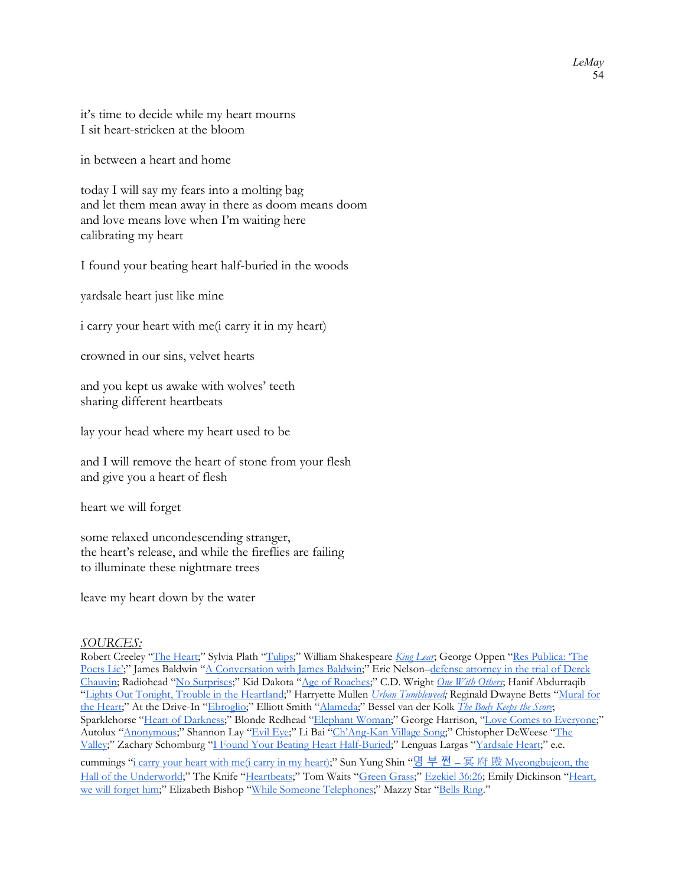it's time to decide while my heart mourns
I sit heart-stricken at the bloom

in between a heart and home

today I will say my fears into a molting bag
and let them mean away in there as doom means doom
and love means love when I'm waiting here
calibrating my heart

I found your beating heart half-buried in the woods

yardsale heart just like mine

i carry your heart with me(i carry it in my heart)

crowned in our sins, velvet hearts

and you kept us awake with wolves' teeth
sharing different heartbeats

lay your head where my heart used to be

and I will remove the heart of stone from your flesh
and give you a heart of flesh

heart we will forget

some relaxed uncondescending stranger,
the heart's release, and while the fireflies are failing
to illuminate these nightmare trees

leave my heart down by the water

_SOURCES:_

Robert Creeley "The Heart;" Sylvia Plath "Tulips;" William Shakespeare *King Lear*; George Oppen "Res Publica: 'The Poets Lie';" James Baldwin "A Conversation with James Baldwin;" Eric Nelson–defense attorney in the trial of Derek Chauvin; Radiohead "No Surprises;" Kid Dakota "Age of Roaches;" C.D. Wright *One With Others*; Hanif Abdurraqib "Lights Out Tonight, Trouble in the Heartland;" Harryette Mullen *Urban Tumbleweed;* Reginald Dwayne Betts "Mural for the Heart;" At the Drive-In "Ebroglio;" Elliott Smith "Alameda;" Bessel van der Kolk *The Body Keeps the Score*; Sparklehorse "Heart of Darkness;" Blonde Redhead "Elephant Woman;" George Harrison, "Love Comes to Everyone;" Autolux "Anonymous;" Shannon Lay "Evil Eye;" Li Bai "Ch'Ang-Kan Village Song;" Chistopher DeWeese "The Valley;" Zachary Schomburg "I Found Your Beating Heart Half-Buried;" Lenguas Largas "Yardsale Heart;" e.e. cummings "i carry your heart with me(i carry in my heart);" Sun Yung Shin "명 부 쩐 – 冥 府 殿 Myeongbujeon, the Hall of the Underworld;" The Knife "Heartbeats;" Tom Waits "Green Grass;" Ezekiel 36:26; Emily Dickinson "Heart, we will forget him;" Elizabeth Bishop "While Someone Telephones;" Mazzy Star "Bells Ring."